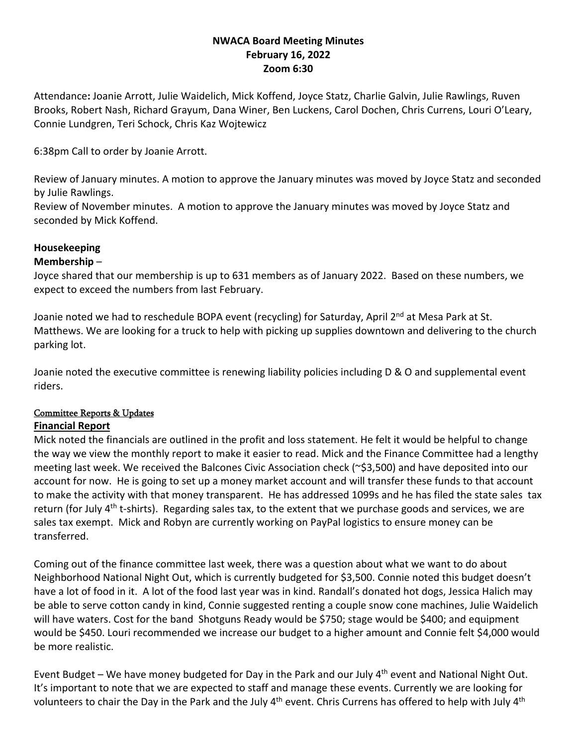**NWACA Board Meeting Minutes**
**February 16, 2022**
**Zoom 6:30**

Attendance**:** Joanie Arrott, Julie Waidelich, Mick Koffend, Joyce Statz, Charlie Galvin, Julie Rawlings, Ruven Brooks, Robert Nash, Richard Grayum, Dana Winer, Ben Luckens, Carol Dochen, Chris Currens, Louri O'Leary, Connie Lundgren, Teri Schock, Chris Kaz Wojtewicz

6:38pm Call to order by Joanie Arrott.

Review of January minutes. A motion to approve the January minutes was moved by Joyce Statz and seconded by Julie Rawlings.
Review of November minutes. A motion to approve the January minutes was moved by Joyce Statz and seconded by Mick Koffend.

**Housekeeping**

**Membership** –

Joyce shared that our membership is up to 631 members as of January 2022. Based on these numbers, we expect to exceed the numbers from last February.

Joanie noted we had to reschedule BOPA event (recycling) for Saturday, April 2nd at Mesa Park at St. Matthews. We are looking for a truck to help with picking up supplies downtown and delivering to the church parking lot.

Joanie noted the executive committee is renewing liability policies including D & O and supplemental event riders.

Committee Reports & Updates

**Financial Report**

Mick noted the financials are outlined in the profit and loss statement. He felt it would be helpful to change the way we view the monthly report to make it easier to read. Mick and the Finance Committee had a lengthy meeting last week. We received the Balcones Civic Association check (~$3,500) and have deposited into our account for now. He is going to set up a money market account and will transfer these funds to that account to make the activity with that money transparent. He has addressed 1099s and he has filed the state sales tax return (for July 4th t-shirts). Regarding sales tax, to the extent that we purchase goods and services, we are sales tax exempt. Mick and Robyn are currently working on PayPal logistics to ensure money can be transferred.

Coming out of the finance committee last week, there was a question about what we want to do about Neighborhood National Night Out, which is currently budgeted for $3,500. Connie noted this budget doesn't have a lot of food in it. A lot of the food last year was in kind. Randall's donated hot dogs, Jessica Halich may be able to serve cotton candy in kind, Connie suggested renting a couple snow cone machines, Julie Waidelich will have waters. Cost for the band Shotguns Ready would be $750; stage would be $400; and equipment would be $450. Louri recommended we increase our budget to a higher amount and Connie felt $4,000 would be more realistic.

Event Budget – We have money budgeted for Day in the Park and our July 4th event and National Night Out. It's important to note that we are expected to staff and manage these events. Currently we are looking for volunteers to chair the Day in the Park and the July 4th event. Chris Currens has offered to help with July 4th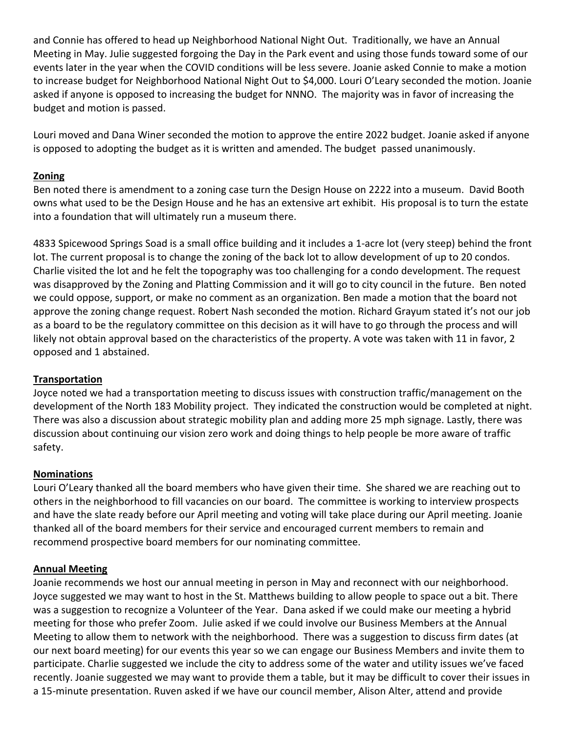and Connie has offered to head up Neighborhood National Night Out. Traditionally, we have an Annual Meeting in May. Julie suggested forgoing the Day in the Park event and using those funds toward some of our events later in the year when the COVID conditions will be less severe. Joanie asked Connie to make a motion to increase budget for Neighborhood National Night Out to $4,000. Louri O'Leary seconded the motion. Joanie asked if anyone is opposed to increasing the budget for NNNO. The majority was in favor of increasing the budget and motion is passed.

Louri moved and Dana Winer seconded the motion to approve the entire 2022 budget. Joanie asked if anyone is opposed to adopting the budget as it is written and amended. The budget passed unanimously.

**Zoning**

Ben noted there is amendment to a zoning case turn the Design House on 2222 into a museum. David Booth owns what used to be the Design House and he has an extensive art exhibit. His proposal is to turn the estate into a foundation that will ultimately run a museum there.

4833 Spicewood Springs Soad is a small office building and it includes a 1-acre lot (very steep) behind the front lot. The current proposal is to change the zoning of the back lot to allow development of up to 20 condos. Charlie visited the lot and he felt the topography was too challenging for a condo development. The request was disapproved by the Zoning and Platting Commission and it will go to city council in the future. Ben noted we could oppose, support, or make no comment as an organization. Ben made a motion that the board not approve the zoning change request. Robert Nash seconded the motion. Richard Grayum stated it's not our job as a board to be the regulatory committee on this decision as it will have to go through the process and will likely not obtain approval based on the characteristics of the property. A vote was taken with 11 in favor, 2 opposed and 1 abstained.

**Transportation**

Joyce noted we had a transportation meeting to discuss issues with construction traffic/management on the development of the North 183 Mobility project. They indicated the construction would be completed at night. There was also a discussion about strategic mobility plan and adding more 25 mph signage. Lastly, there was discussion about continuing our vision zero work and doing things to help people be more aware of traffic safety.

**Nominations**

Louri O'Leary thanked all the board members who have given their time. She shared we are reaching out to others in the neighborhood to fill vacancies on our board. The committee is working to interview prospects and have the slate ready before our April meeting and voting will take place during our April meeting. Joanie thanked all of the board members for their service and encouraged current members to remain and recommend prospective board members for our nominating committee.

**Annual Meeting**

Joanie recommends we host our annual meeting in person in May and reconnect with our neighborhood. Joyce suggested we may want to host in the St. Matthews building to allow people to space out a bit. There was a suggestion to recognize a Volunteer of the Year. Dana asked if we could make our meeting a hybrid meeting for those who prefer Zoom. Julie asked if we could involve our Business Members at the Annual Meeting to allow them to network with the neighborhood. There was a suggestion to discuss firm dates (at our next board meeting) for our events this year so we can engage our Business Members and invite them to participate. Charlie suggested we include the city to address some of the water and utility issues we've faced recently. Joanie suggested we may want to provide them a table, but it may be difficult to cover their issues in a 15-minute presentation. Ruven asked if we have our council member, Alison Alter, attend and provide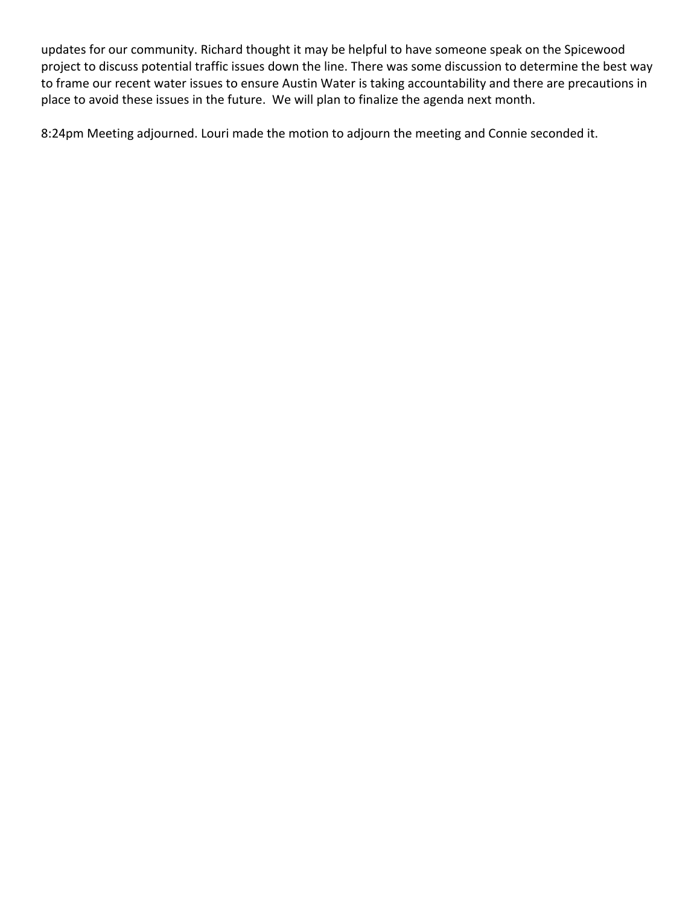updates for our community. Richard thought it may be helpful to have someone speak on the Spicewood project to discuss potential traffic issues down the line. There was some discussion to determine the best way to frame our recent water issues to ensure Austin Water is taking accountability and there are precautions in place to avoid these issues in the future. We will plan to finalize the agenda next month.

8:24pm Meeting adjourned. Louri made the motion to adjourn the meeting and Connie seconded it.